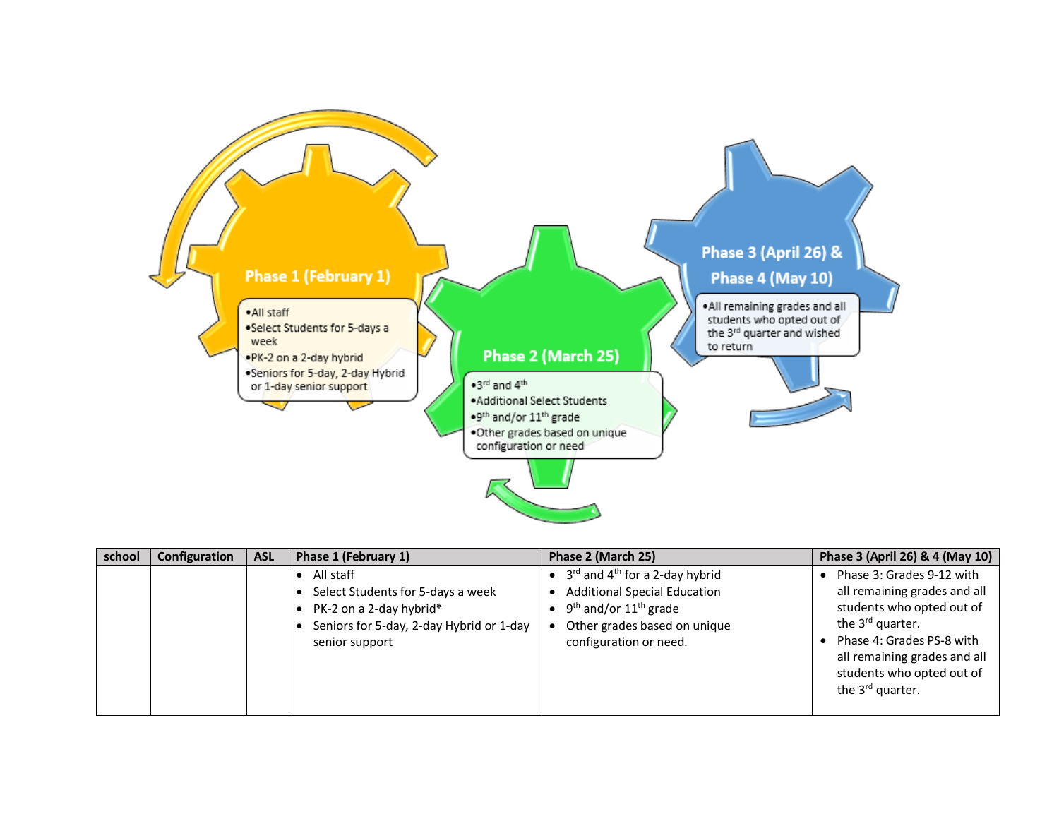**Phase 1 (February 1)**

- All staff
- Select Students for 5-days a week
- PK-2 on a 2-day hybrid
- Seniors for 5-day, 2-day Hybrid or 1-day senior support

**Phase 2 (March 25)**

- 3rd and 4th
- Additional Select Students
- 9th and/or 11th grade
- Other grades based on unique configuration or need

**Phase 3 (April 26) & Phase 4 (May 10)**

- All remaining grades and all students who opted out of the 3rd quarter and wished to return

| school | Configuration | ASL | Phase 1 (February 1) | Phase 2 (March 25) | Phase 3 (April 26) & 4 (May 10) |
|---|---|---|---|---|---|
| | | | • All staff<br>• Select Students for 5-days a week<br>• PK-2 on a 2-day hybrid*<br>• Seniors for 5-day, 2-day Hybrid or 1-day senior support | • 3rd and 4th for a 2-day hybrid<br>• Additional Special Education<br>• 9th and/or 11th grade<br>• Other grades based on unique configuration or need. | • Phase 3: Grades 9-12 with all remaining grades and all students who opted out of the 3rd quarter.<br>• Phase 4: Grades PS-8 with all remaining grades and all students who opted out of the 3rd quarter. |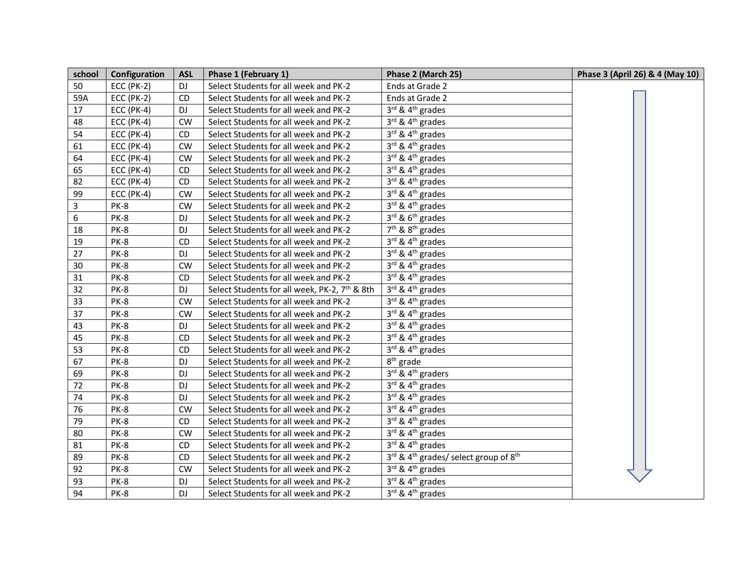| school | Configuration | ASL | Phase 1 (February 1) | Phase 2 (March 25) | Phase 3 (April 26) & 4 (May 10) |
|---|---|---|---|---|---|
| 50 | ECC (PK-2) | DJ | Select Students for all week and PK-2 | Ends at Grade 2 | |
| 59A | ECC (PK-2) | CD | Select Students for all week and PK-2 | Ends at Grade 2 | |
| 17 | ECC (PK-4) | DJ | Select Students for all week and PK-2 | 3rd & 4th grades | |
| 48 | ECC (PK-4) | CW | Select Students for all week and PK-2 | 3rd & 4th grades | |
| 54 | ECC (PK-4) | CD | Select Students for all week and PK-2 | 3rd & 4th grades | |
| 61 | ECC (PK-4) | CW | Select Students for all week and PK-2 | 3rd & 4th grades | |
| 64 | ECC (PK-4) | CW | Select Students for all week and PK-2 | 3rd & 4th grades | |
| 65 | ECC (PK-4) | CD | Select Students for all week and PK-2 | 3rd & 4th grades | |
| 82 | ECC (PK-4) | CD | Select Students for all week and PK-2 | 3rd & 4th grades | |
| 99 | ECC (PK-4) | CW | Select Students for all week and PK-2 | 3rd & 4th grades | |
| 3 | PK-8 | CW | Select Students for all week and PK-2 | 3rd & 4th grades | |
| 6 | PK-8 | DJ | Select Students for all week and PK-2 | 3rd & 6th grades | |
| 18 | PK-8 | DJ | Select Students for all week and PK-2 | 7th & 8th grades | |
| 19 | PK-8 | CD | Select Students for all week and PK-2 | 3rd & 4th grades | |
| 27 | PK-8 | DJ | Select Students for all week and PK-2 | 3rd & 4th grades | |
| 30 | PK-8 | CW | Select Students for all week and PK-2 | 3rd & 4th grades | |
| 31 | PK-8 | CD | Select Students for all week and PK-2 | 3rd & 4th grades | |
| 32 | PK-8 | DJ | Select Students for all week, PK-2, 7th & 8th | 3rd & 4th grades | |
| 33 | PK-8 | CW | Select Students for all week and PK-2 | 3rd & 4th grades | |
| 37 | PK-8 | CW | Select Students for all week and PK-2 | 3rd & 4th grades | |
| 43 | PK-8 | DJ | Select Students for all week and PK-2 | 3rd & 4th grades | |
| 45 | PK-8 | CD | Select Students for all week and PK-2 | 3rd & 4th grades | |
| 53 | PK-8 | CD | Select Students for all week and PK-2 | 3rd & 4th grades | |
| 67 | PK-8 | DJ | Select Students for all week and PK-2 | 8th grade | |
| 69 | PK-8 | DJ | Select Students for all week and PK-2 | 3rd & 4th graders | |
| 72 | PK-8 | DJ | Select Students for all week and PK-2 | 3rd & 4th grades | |
| 74 | PK-8 | DJ | Select Students for all week and PK-2 | 3rd & 4th grades | |
| 76 | PK-8 | CW | Select Students for all week and PK-2 | 3rd & 4th grades | |
| 79 | PK-8 | CD | Select Students for all week and PK-2 | 3rd & 4th grades | |
| 80 | PK-8 | CW | Select Students for all week and PK-2 | 3rd & 4th grades | |
| 81 | PK-8 | CD | Select Students for all week and PK-2 | 3rd & 4th grades | |
| 89 | PK-8 | CD | Select Students for all week and PK-2 | 3rd & 4th grades/ select group of 8th | |
| 92 | PK-8 | CW | Select Students for all week and PK-2 | 3rd & 4th grades | |
| 93 | PK-8 | DJ | Select Students for all week and PK-2 | 3rd & 4th grades | |
| 94 | PK-8 | DJ | Select Students for all week and PK-2 | 3rd & 4th grades | |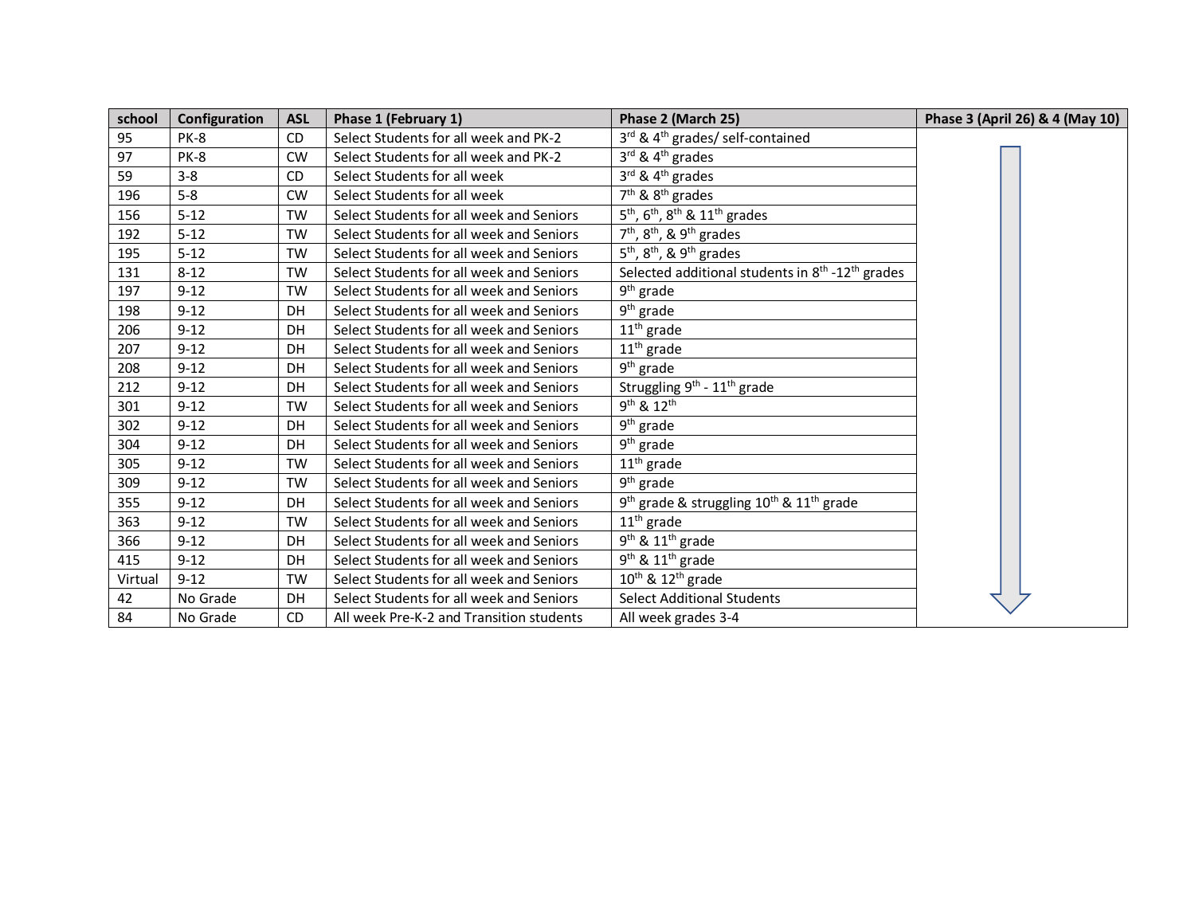| school | Configuration | ASL | Phase 1 (February 1) | Phase 2 (March 25) | Phase 3 (April 26) & 4 (May 10) |
|---|---|---|---|---|---|
| 95 | PK-8 | CD | Select Students for all week and PK-2 | 3rd & 4th grades/ self-contained | |
| 97 | PK-8 | CW | Select Students for all week and PK-2 | 3rd & 4th grades | |
| 59 | 3-8 | CD | Select Students for all week | 3rd & 4th grades | |
| 196 | 5-8 | CW | Select Students for all week | 7th & 8th grades | |
| 156 | 5-12 | TW | Select Students for all week and Seniors | 5th, 6th, 8th & 11th grades | |
| 192 | 5-12 | TW | Select Students for all week and Seniors | 7th, 8th, & 9th grades | |
| 195 | 5-12 | TW | Select Students for all week and Seniors | 5th, 8th, & 9th grades | |
| 131 | 8-12 | TW | Select Students for all week and Seniors | Selected additional students in 8th -12th grades | |
| 197 | 9-12 | TW | Select Students for all week and Seniors | 9th grade | |
| 198 | 9-12 | DH | Select Students for all week and Seniors | 9th grade | |
| 206 | 9-12 | DH | Select Students for all week and Seniors | 11th grade | |
| 207 | 9-12 | DH | Select Students for all week and Seniors | 11th grade | |
| 208 | 9-12 | DH | Select Students for all week and Seniors | 9th grade | |
| 212 | 9-12 | DH | Select Students for all week and Seniors | Struggling 9th - 11th grade | |
| 301 | 9-12 | TW | Select Students for all week and Seniors | 9th & 12th | |
| 302 | 9-12 | DH | Select Students for all week and Seniors | 9th grade | |
| 304 | 9-12 | DH | Select Students for all week and Seniors | 9th grade | |
| 305 | 9-12 | TW | Select Students for all week and Seniors | 11th grade | |
| 309 | 9-12 | TW | Select Students for all week and Seniors | 9th grade | |
| 355 | 9-12 | DH | Select Students for all week and Seniors | 9th grade & struggling 10th & 11th grade | |
| 363 | 9-12 | TW | Select Students for all week and Seniors | 11th grade | |
| 366 | 9-12 | DH | Select Students for all week and Seniors | 9th & 11th grade | |
| 415 | 9-12 | DH | Select Students for all week and Seniors | 9th & 11th grade | |
| Virtual | 9-12 | TW | Select Students for all week and Seniors | 10th & 12th grade | |
| 42 | No Grade | DH | Select Students for all week and Seniors | Select Additional Students | |
| 84 | No Grade | CD | All week Pre-K-2 and Transition students | All week grades 3-4 | |